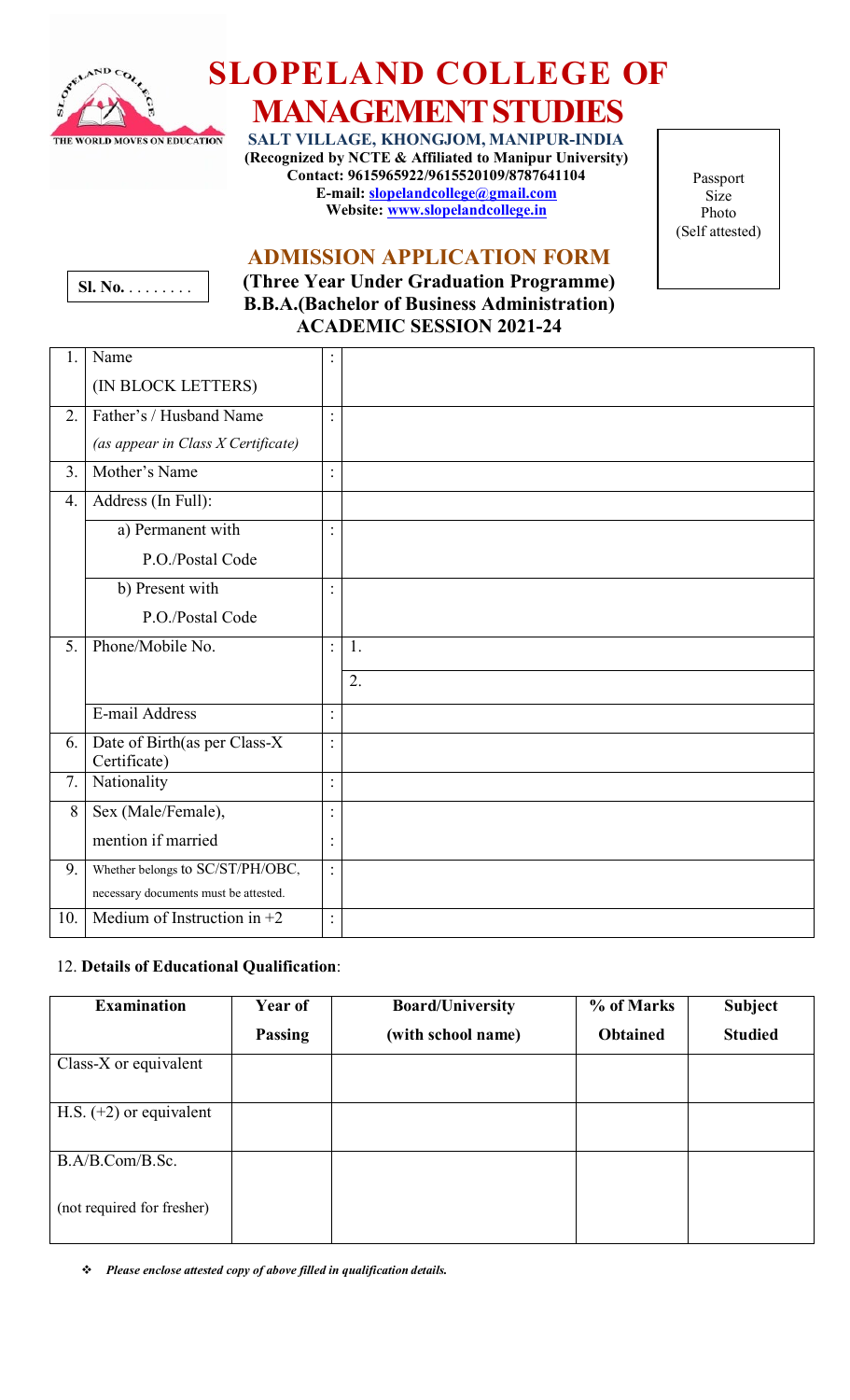# SLOPELAND COLLEGE OF MANAGEMENT STUDIES

THE WORLD MOVES ON EDUCATION

**SALT VILLAGE, KHONGJOM, MANIPUR-INDIA**
**(Recognized by NCTE & Affiliated to Manipur University)**
**Contact: 9615965922/9615520109/8787641104**
**E-mail: slopelandcollege@gmail.com**
**Website: www.slopelandcollege.in**

Passport Size Photo (Self attested)

## ADMISSION APPLICATION FORM

**Sl. No.** . . . . . . . .

**(Three Year Under Graduation Programme)**
**B.B.A.(Bachelor of Business Administration)**
**ACADEMIC SESSION 2021-24**

| | | | |
|---|---|---|---|
| 1. | Name (IN BLOCK LETTERS) | : | |
| 2. | Father's / Husband Name *(as appear in Class X Certificate)* | : | |
| 3. | Mother's Name | : | |
| 4. | Address (In Full): | | |
| | a) Permanent with P.O./Postal Code | : | |
| | b) Present with P.O./Postal Code | : | |
| 5. | Phone/Mobile No. | : | 1. |
| | | | 2. |
| | E-mail Address | : | |
| 6. | Date of Birth(as per Class-X Certificate) | : | |
| 7. | Nationality | : | |
| 8 | Sex (Male/Female), | : | |
| | mention if married | : | |
| 9. | Whether belongs to SC/ST/PH/OBC, necessary documents must be attested. | : | |
| 10. | Medium of Instruction in +2 | : | |

12. **Details of Educational Qualification**:

| Examination | Year of Passing | Board/University (with school name) | % of Marks Obtained | Subject Studied |
|---|---|---|---|---|
| Class-X or equivalent | | | | |
| H.S. (+2) or equivalent | | | | |
| B.A/B.Com/B.Sc. (not required for fresher) | | | | |

- ***Please enclose attested copy of above filled in qualification details.***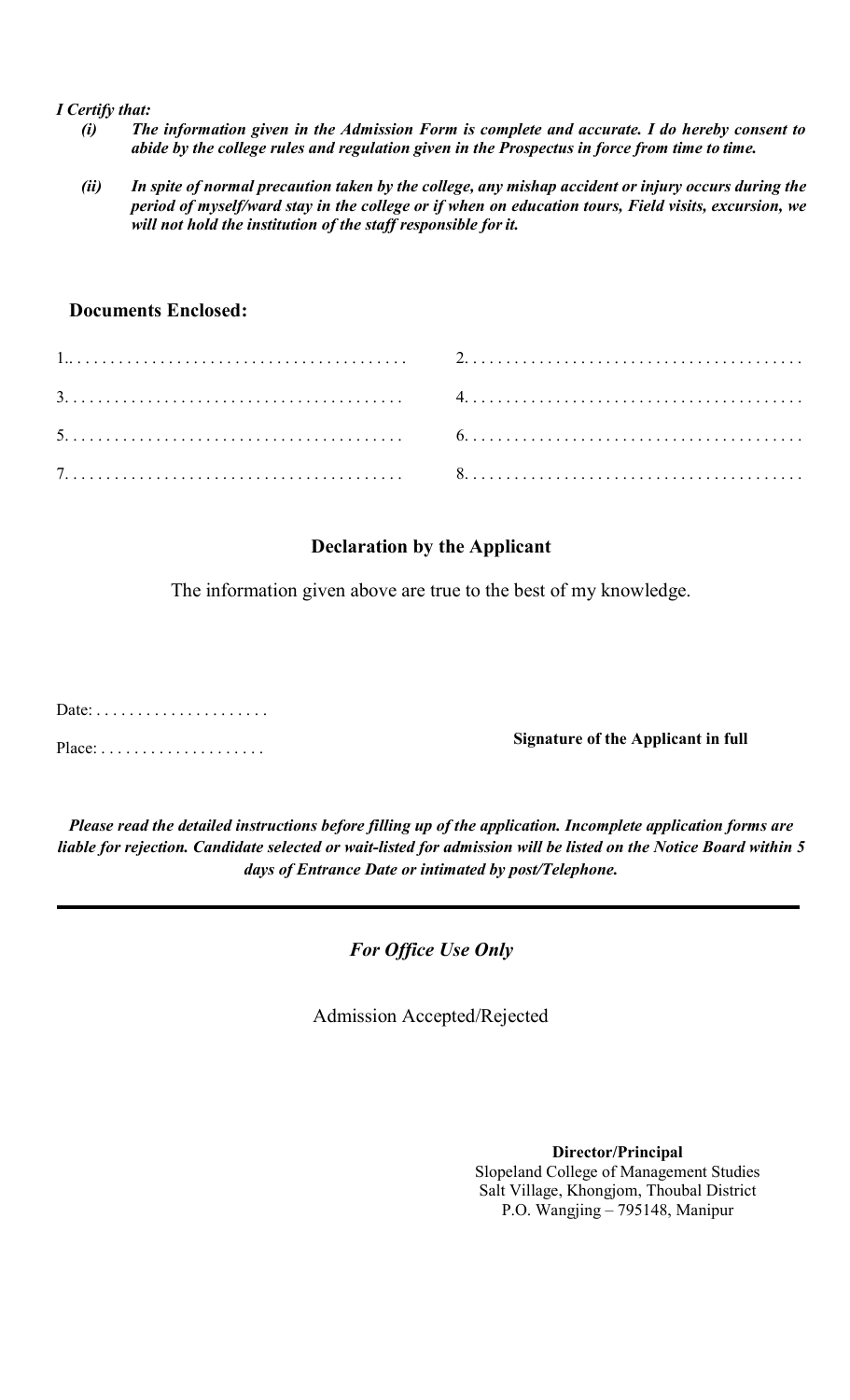***I Certify that:***

***(i)*** ***The information given in the Admission Form is complete and accurate. I do hereby consent to abide by the college rules and regulation given in the Prospectus in force from time to time.***

***(ii)*** ***In spite of normal precaution taken by the college, any mishap accident or injury occurs during the period of myself/ward stay in the college or if when on education tours, Field visits, excursion, we will not hold the institution of the staff responsible for it.***

**Documents Enclosed:**

| | |
|---|---|
| 1.. . . . . . . . . . . . . . . . . . . . . . . . . . . . . . . . . . . . . . . . | 2. . . . . . . . . . . . . . . . . . . . . . . . . . . . . . . . . . . . . . . . |
| 3. . . . . . . . . . . . . . . . . . . . . . . . . . . . . . . . . . . . . . . . | 4. . . . . . . . . . . . . . . . . . . . . . . . . . . . . . . . . . . . . . . . |
| 5. . . . . . . . . . . . . . . . . . . . . . . . . . . . . . . . . . . . . . . . | 6. . . . . . . . . . . . . . . . . . . . . . . . . . . . . . . . . . . . . . . . |
| 7. . . . . . . . . . . . . . . . . . . . . . . . . . . . . . . . . . . . . . . . | 8. . . . . . . . . . . . . . . . . . . . . . . . . . . . . . . . . . . . . . . . |

**Declaration by the Applicant**

The information given above are true to the best of my knowledge.

Date: . . . . . . . . . . . . . . . . . . . . .

Place: . . . . . . . . . . . . . . . . . . . .

**Signature of the Applicant in full**

***Please read the detailed instructions before filling up of the application. Incomplete application forms are liable for rejection. Candidate selected or wait-listed for admission will be listed on the Notice Board within 5 days of Entrance Date or intimated by post/Telephone.***

---

*For Office Use Only*

Admission Accepted/Rejected

**Director/Principal**
Slopeland College of Management Studies
Salt Village, Khongjom, Thoubal District
P.O. Wangjing – 795148, Manipur